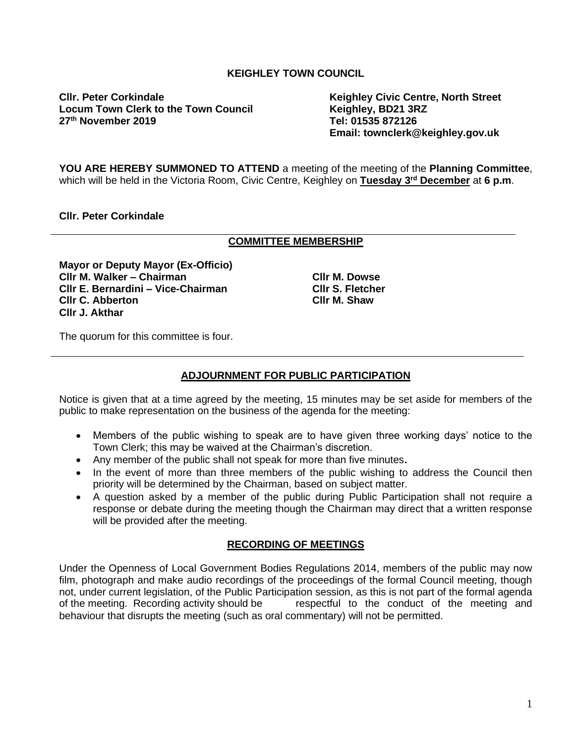**KEIGHLEY TOWN COUNCIL**

**Cllr. Peter Corkindale**
**Locum Town Clerk to the Town Council**
**27th November 2019**

**Keighley Civic Centre, North Street**
**Keighley, BD21 3RZ**
**Tel: 01535 872126**
**Email: townclerk@keighley.gov.uk**

**YOU ARE HEREBY SUMMONED TO ATTEND** a meeting of the meeting of the **Planning Committee**, which will be held in the Victoria Room, Civic Centre, Keighley on **Tuesday 3rd December** at **6 p.m**.

**Cllr. Peter Corkindale**

---

## COMMITTEE MEMBERSHIP

**Mayor or Deputy Mayor (Ex-Officio)**
**Cllr M. Walker – Chairman**
**Cllr E. Bernardini – Vice-Chairman**
**Cllr C. Abberton**
**Cllr J. Akthar**
**Cllr M. Dowse**
**Cllr S. Fletcher**
**Cllr M. Shaw**

The quorum for this committee is four.

---

## ADJOURNMENT FOR PUBLIC PARTICIPATION

Notice is given that at a time agreed by the meeting, 15 minutes may be set aside for members of the public to make representation on the business of the agenda for the meeting:

- Members of the public wishing to speak are to have given three working days' notice to the Town Clerk; this may be waived at the Chairman's discretion.
- Any member of the public shall not speak for more than five minutes**.**
- In the event of more than three members of the public wishing to address the Council then priority will be determined by the Chairman, based on subject matter.
- A question asked by a member of the public during Public Participation shall not require a response or debate during the meeting though the Chairman may direct that a written response will be provided after the meeting.

## RECORDING OF MEETINGS

Under the Openness of Local Government Bodies Regulations 2014, members of the public may now film, photograph and make audio recordings of the proceedings of the formal Council meeting, though not, under current legislation, of the Public Participation session, as this is not part of the formal agenda of the meeting. Recording activity should be respectful to the conduct of the meeting and behaviour that disrupts the meeting (such as oral commentary) will not be permitted.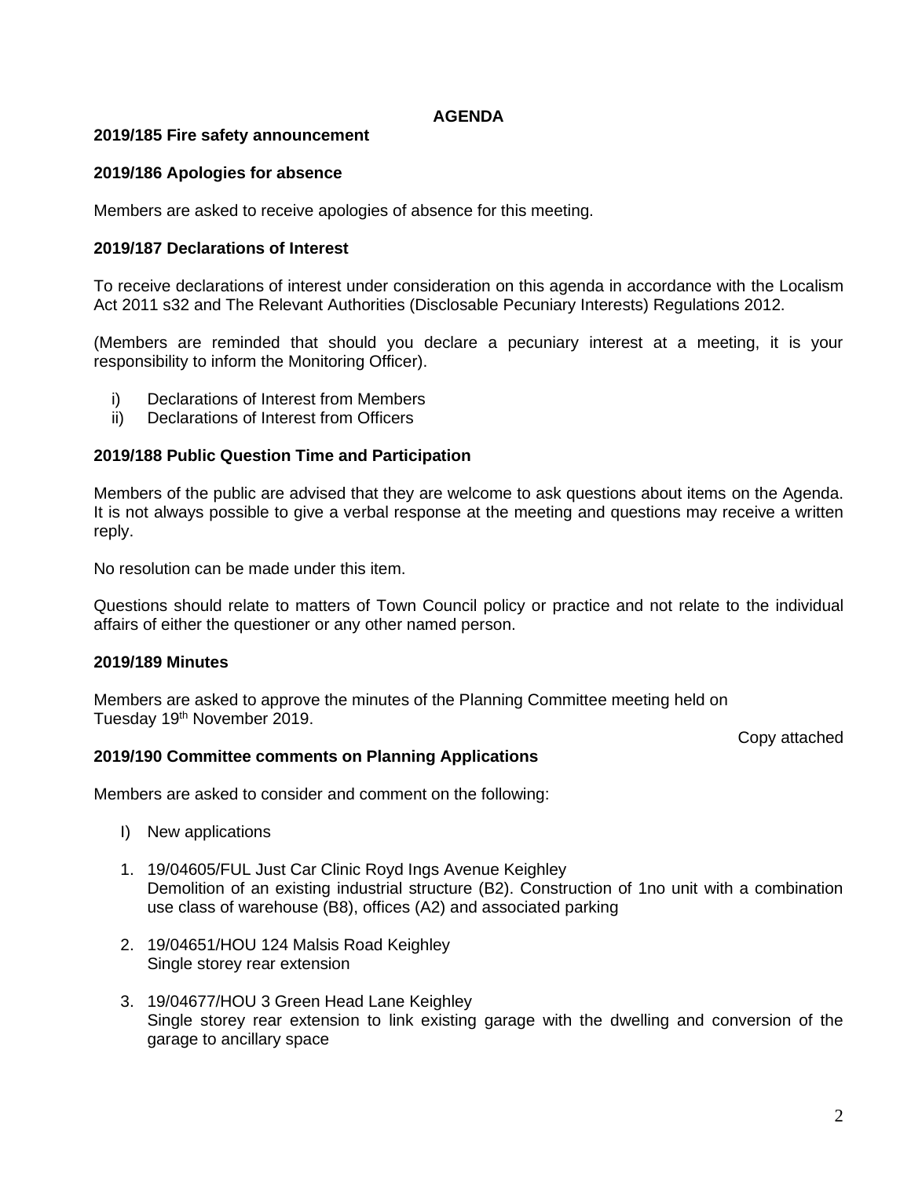**AGENDA**

**2019/185 Fire safety announcement**

**2019/186 Apologies for absence**

Members are asked to receive apologies of absence for this meeting.

**2019/187 Declarations of Interest**

To receive declarations of interest under consideration on this agenda in accordance with the Localism Act 2011 s32 and The Relevant Authorities (Disclosable Pecuniary Interests) Regulations 2012.

(Members are reminded that should you declare a pecuniary interest at a meeting, it is your responsibility to inform the Monitoring Officer).

i) Declarations of Interest from Members
ii) Declarations of Interest from Officers

**2019/188 Public Question Time and Participation**

Members of the public are advised that they are welcome to ask questions about items on the Agenda. It is not always possible to give a verbal response at the meeting and questions may receive a written reply.

No resolution can be made under this item.

Questions should relate to matters of Town Council policy or practice and not relate to the individual affairs of either the questioner or any other named person.

**2019/189 Minutes**

Members are asked to approve the minutes of the Planning Committee meeting held on Tuesday 19th November 2019.

Copy attached

**2019/190 Committee comments on Planning Applications**

Members are asked to consider and comment on the following:

I) New applications

1. 19/04605/FUL Just Car Clinic Royd Ings Avenue Keighley
   Demolition of an existing industrial structure (B2). Construction of 1no unit with a combination use class of warehouse (B8), offices (A2) and associated parking

2. 19/04651/HOU 124 Malsis Road Keighley
   Single storey rear extension

3. 19/04677/HOU 3 Green Head Lane Keighley
   Single storey rear extension to link existing garage with the dwelling and conversion of the garage to ancillary space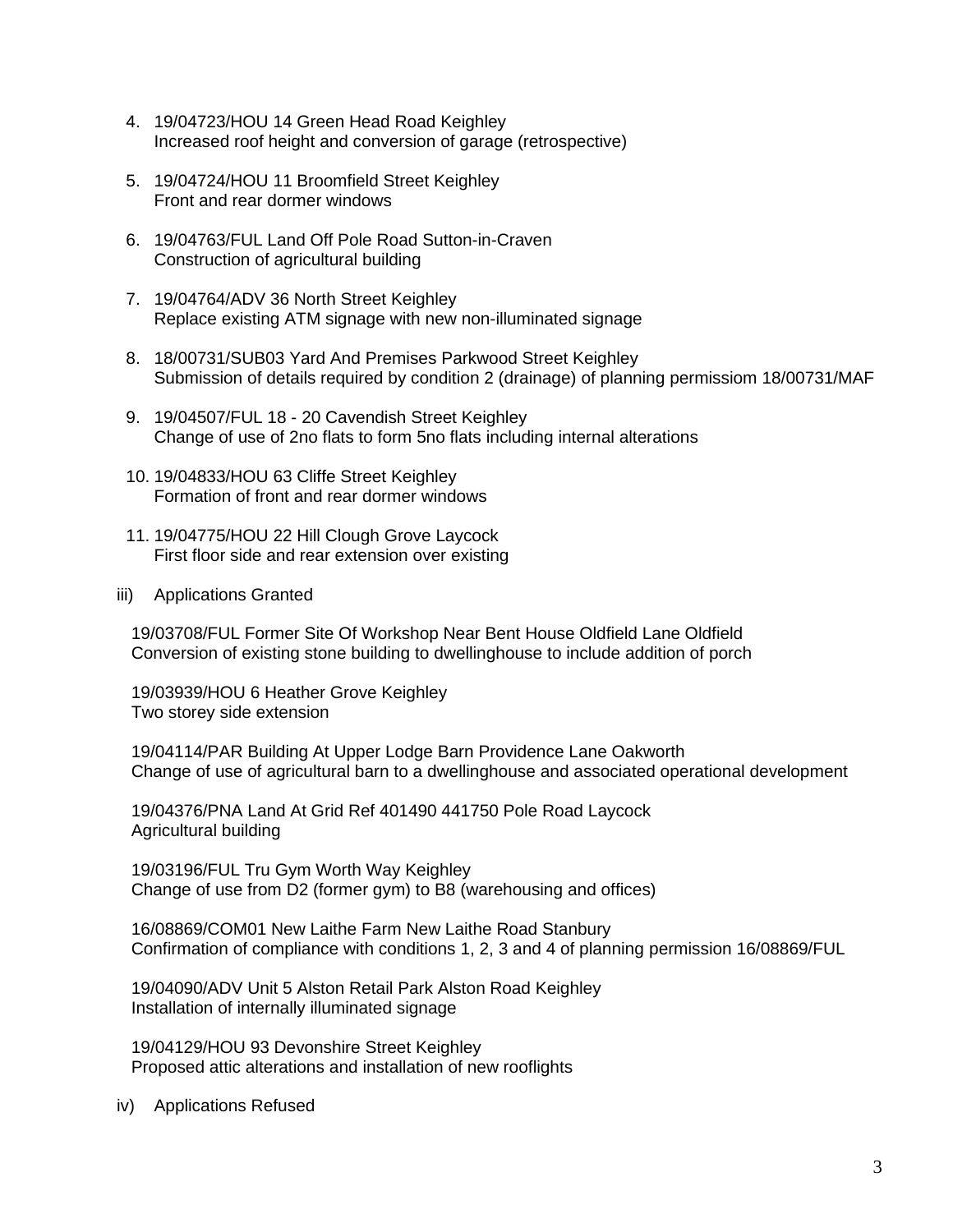4. 19/04723/HOU 14 Green Head Road Keighley
   Increased roof height and conversion of garage (retrospective)

5. 19/04724/HOU 11 Broomfield Street Keighley
   Front and rear dormer windows

6. 19/04763/FUL Land Off Pole Road Sutton-in-Craven
   Construction of agricultural building

7. 19/04764/ADV 36 North Street Keighley
   Replace existing ATM signage with new non-illuminated signage

8. 18/00731/SUB03 Yard And Premises Parkwood Street Keighley
   Submission of details required by condition 2 (drainage) of planning permissiom 18/00731/MAF

9. 19/04507/FUL 18 - 20 Cavendish Street Keighley
   Change of use of 2no flats to form 5no flats including internal alterations

10. 19/04833/HOU 63 Cliffe Street Keighley
    Formation of front and rear dormer windows

11. 19/04775/HOU 22 Hill Clough Grove Laycock
    First floor side and rear extension over existing

iii) Applications Granted

19/03708/FUL Former Site Of Workshop Near Bent House Oldfield Lane Oldfield
Conversion of existing stone building to dwellinghouse to include addition of porch

19/03939/HOU 6 Heather Grove Keighley
Two storey side extension

19/04114/PAR Building At Upper Lodge Barn Providence Lane Oakworth
Change of use of agricultural barn to a dwellinghouse and associated operational development

19/04376/PNA Land At Grid Ref 401490 441750 Pole Road Laycock
Agricultural building

19/03196/FUL Tru Gym Worth Way Keighley
Change of use from D2 (former gym) to B8 (warehousing and offices)

16/08869/COM01 New Laithe Farm New Laithe Road Stanbury
Confirmation of compliance with conditions 1, 2, 3 and 4 of planning permission 16/08869/FUL

19/04090/ADV Unit 5 Alston Retail Park Alston Road Keighley
Installation of internally illuminated signage

19/04129/HOU 93 Devonshire Street Keighley
Proposed attic alterations and installation of new rooflights

iv) Applications Refused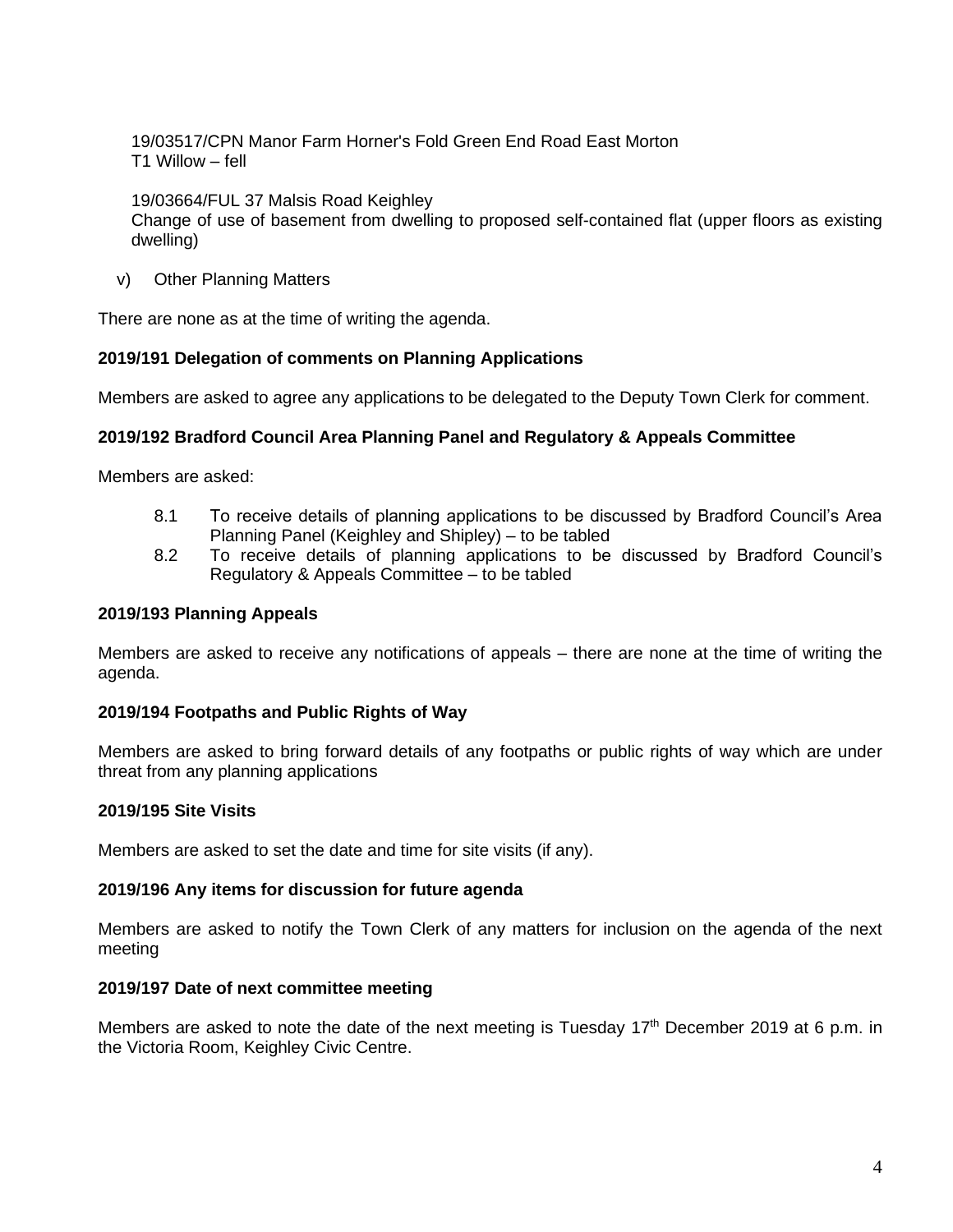19/03517/CPN Manor Farm Horner's Fold Green End Road East Morton
T1 Willow – fell

19/03664/FUL 37 Malsis Road Keighley
Change of use of basement from dwelling to proposed self-contained flat (upper floors as existing dwelling)

v) Other Planning Matters

There are none as at the time of writing the agenda.

**2019/191 Delegation of comments on Planning Applications**

Members are asked to agree any applications to be delegated to the Deputy Town Clerk for comment.

**2019/192 Bradford Council Area Planning Panel and Regulatory & Appeals Committee**

Members are asked:

8.1 To receive details of planning applications to be discussed by Bradford Council's Area Planning Panel (Keighley and Shipley) – to be tabled

8.2 To receive details of planning applications to be discussed by Bradford Council's Regulatory & Appeals Committee – to be tabled

**2019/193 Planning Appeals**

Members are asked to receive any notifications of appeals – there are none at the time of writing the agenda.

**2019/194 Footpaths and Public Rights of Way**

Members are asked to bring forward details of any footpaths or public rights of way which are under threat from any planning applications

**2019/195 Site Visits**

Members are asked to set the date and time for site visits (if any).

**2019/196 Any items for discussion for future agenda**

Members are asked to notify the Town Clerk of any matters for inclusion on the agenda of the next meeting

**2019/197 Date of next committee meeting**

Members are asked to note the date of the next meeting is Tuesday 17th December 2019 at 6 p.m. in the Victoria Room, Keighley Civic Centre.